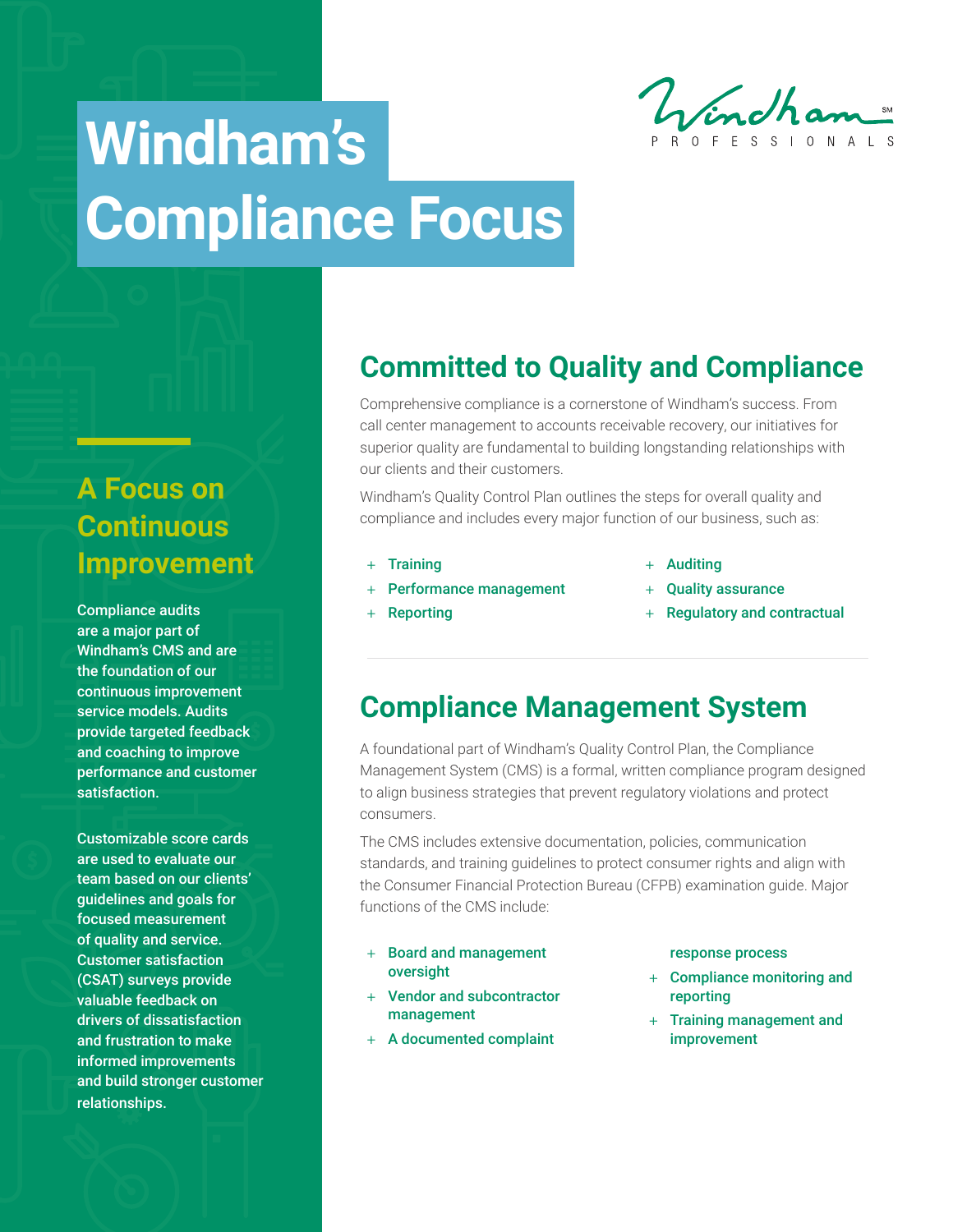Windham PROFESSIONALS

# Windham's Compliance Focus

## A Focus on Continuous Improvement

**Compliance audits are a major part of Windham's CMS and are the foundation of our continuous improvement service models. Audits provide targeted feedback and coaching to improve performance and customer satisfaction.**

**Customizable score cards are used to evaluate our team based on our clients' guidelines and goals for focused measurement of quality and service. Customer satisfaction (CSAT) surveys provide valuable feedback on drivers of dissatisfaction and frustration to make informed improvements and build stronger customer relationships.**

## Committed to Quality and Compliance

Comprehensive compliance is a cornerstone of Windham's success. From call center management to accounts receivable recovery, our initiatives for superior quality are fundamental to building longstanding relationships with our clients and their customers.

Windham's Quality Control Plan outlines the steps for overall quality and compliance and includes every major function of our business, such as:

- **Training**
- **Performance management**
- **Reporting**
- **Auditing**
- **Quality assurance**
- **Regulatory and contractual**

## Compliance Management System

A foundational part of Windham's Quality Control Plan, the Compliance Management System (CMS) is a formal, written compliance program designed to align business strategies that prevent regulatory violations and protect consumers.

The CMS includes extensive documentation, policies, communication standards, and training guidelines to protect consumer rights and align with the Consumer Financial Protection Bureau (CFPB) examination guide. Major functions of the CMS include:

- **Board and management oversight**
- **Vendor and subcontractor management**
- **A documented complaint response process**
- **Compliance monitoring and reporting**
- **Training management and improvement**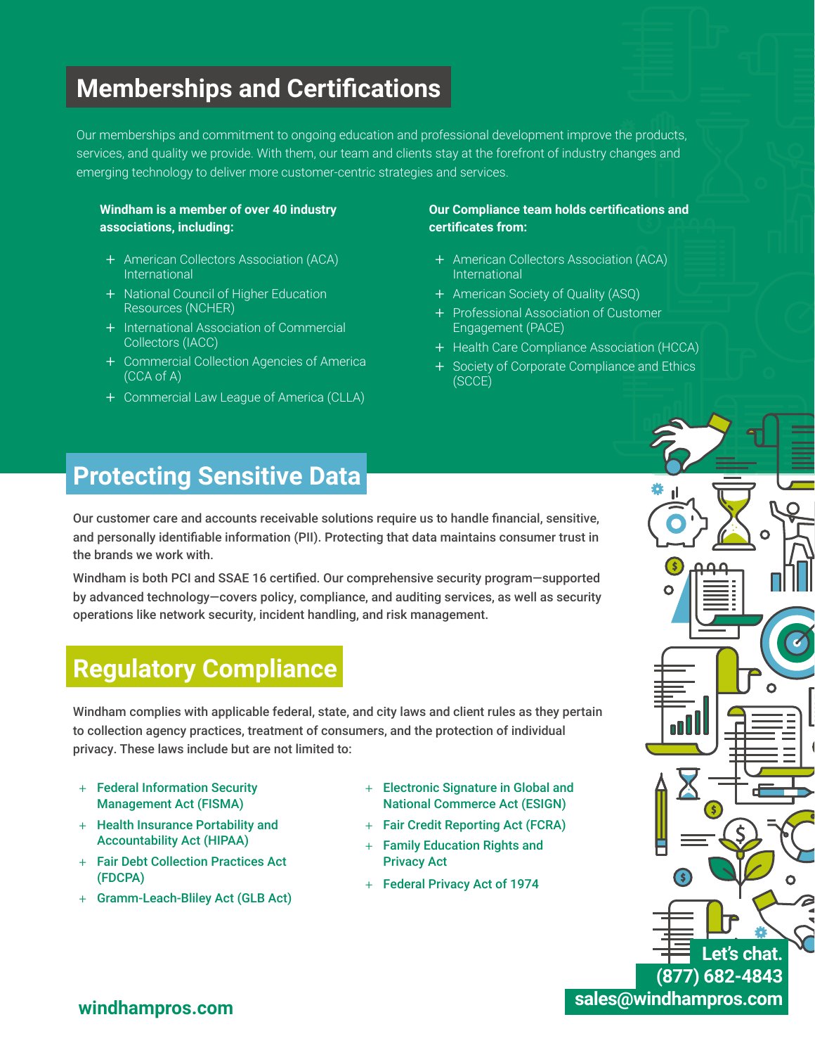## Memberships and Certifications

Our memberships and commitment to ongoing education and professional development improve the products, services, and quality we provide. With them, our team and clients stay at the forefront of industry changes and emerging technology to deliver more customer-centric strategies and services.

**Windham is a member of over 40 industry associations, including:**

- American Collectors Association (ACA) International
- National Council of Higher Education Resources (NCHER)
- International Association of Commercial Collectors (IACC)
- Commercial Collection Agencies of America (CCA of A)
- Commercial Law League of America (CLLA)

**Our Compliance team holds certifications and certificates from:**

- American Collectors Association (ACA) International
- American Society of Quality (ASQ)
- Professional Association of Customer Engagement (PACE)
- Health Care Compliance Association (HCCA)
- Society of Corporate Compliance and Ethics (SCCE)

## Protecting Sensitive Data

Our customer care and accounts receivable solutions require us to handle financial, sensitive, and personally identifiable information (PII). Protecting that data maintains consumer trust in the brands we work with.

Windham is both PCI and SSAE 16 certified. Our comprehensive security program—supported by advanced technology—covers policy, compliance, and auditing services, as well as security operations like network security, incident handling, and risk management.

## Regulatory Compliance

Windham complies with applicable federal, state, and city laws and client rules as they pertain to collection agency practices, treatment of consumers, and the protection of individual privacy. These laws include but are not limited to:

- Federal Information Security Management Act (FISMA)
- Health Insurance Portability and Accountability Act (HIPAA)
- Fair Debt Collection Practices Act (FDCPA)
- Gramm-Leach-Bliley Act (GLB Act)
- Electronic Signature in Global and National Commerce Act (ESIGN)
- Fair Credit Reporting Act (FCRA)
- Family Education Rights and Privacy Act
- Federal Privacy Act of 1974

**Let's chat.**
**(877) 682-4843**
**sales@windhampros.com**

**windhampros.com**